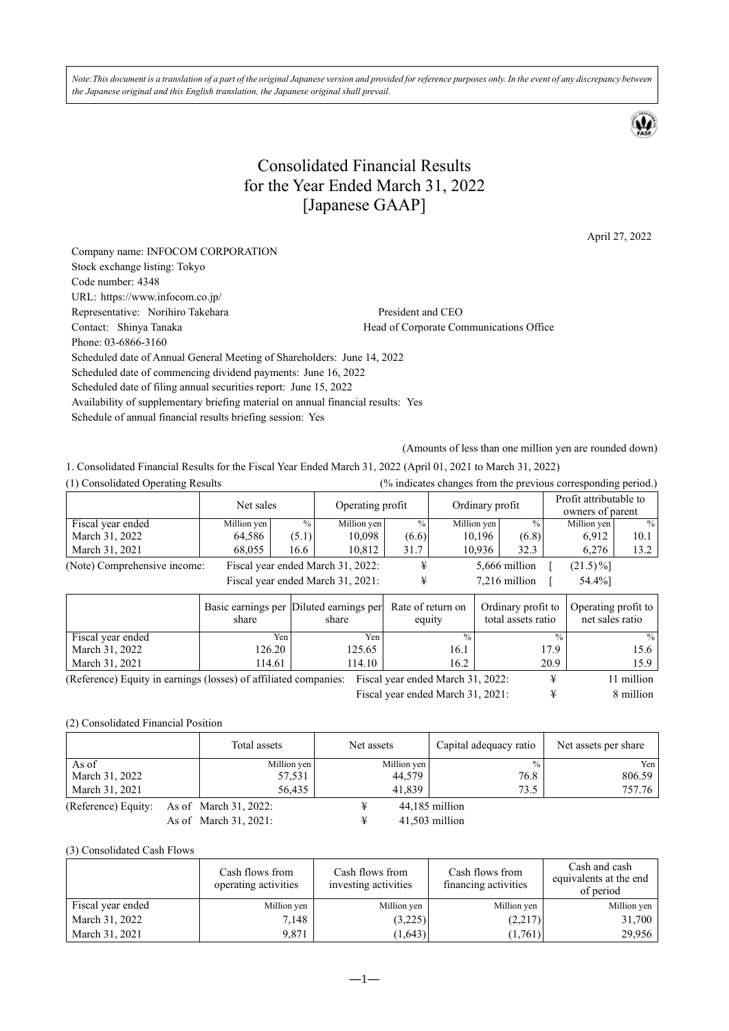*Note:This document is a translation of a part of the original Japanese version and provided for reference purposes only. In the event of any discrepancy between the Japanese original and this English translation, the Japanese original shall prevail.*

# Consolidated Financial Results for the Year Ended March 31, 2022 [Japanese GAAP]

April 27, 2022

Company name: INFOCOM CORPORATION
Stock exchange listing: Tokyo
Code number: 4348
URL: https://www.infocom.co.jp/
Representative: Norihiro Takehara President and CEO
Contact: Shinya Tanaka Head of Corporate Communications Office
Phone: 03-6866-3160
Scheduled date of Annual General Meeting of Shareholders: June 14, 2022
Scheduled date of commencing dividend payments: June 16, 2022
Scheduled date of filing annual securities report: June 15, 2022
Availability of supplementary briefing material on annual financial results: Yes
Schedule of annual financial results briefing session: Yes

(Amounts of less than one million yen are rounded down)

1. Consolidated Financial Results for the Fiscal Year Ended March 31, 2022 (April 01, 2021 to March 31, 2022)

(1) Consolidated Operating Results (% indicates changes from the previous corresponding period.)

| | Net sales | | Operating profit | | Ordinary profit | | Profit attributable to owners of parent | |
|---|---|---|---|---|---|---|---|---|
| Fiscal year ended | Million yen | % | Million yen | % | Million yen | % | Million yen | % |
| March 31, 2022 | 64,586 | (5.1) | 10,098 | (6.6) | 10,196 | (6.8) | 6,912 | 10.1 |
| March 31, 2021 | 68,055 | 16.6 | 10,812 | 31.7 | 10,936 | 32.3 | 6,276 | 13.2 |

(Note) Comprehensive income: Fiscal year ended March 31, 2022: ¥ 5,666 million [ (21.5)%]
Fiscal year ended March 31, 2021: ¥ 7,216 million [ 54.4%]

| | Basic earnings per share | Diluted earnings per share | Rate of return on equity | Ordinary profit to total assets ratio | Operating profit to net sales ratio |
|---|---|---|---|---|---|
| Fiscal year ended | Yen | Yen | % | % | % |
| March 31, 2022 | 126.20 | 125.65 | 16.1 | 17.9 | 15.6 |
| March 31, 2021 | 114.61 | 114.10 | 16.2 | 20.9 | 15.9 |

(Reference) Equity in earnings (losses) of affiliated companies: Fiscal year ended March 31, 2022: ¥ 11 million
Fiscal year ended March 31, 2021: ¥ 8 million

(2) Consolidated Financial Position

| | Total assets | Net assets | Capital adequacy ratio | Net assets per share |
|---|---|---|---|---|
| As of | Million yen | Million yen | % | Yen |
| March 31, 2022 | 57,531 | 44,579 | 76.8 | 806.59 |
| March 31, 2021 | 56,435 | 41,839 | 73.5 | 757.76 |

(Reference) Equity: As of March 31, 2022: ¥ 44,185 million
As of March 31, 2021: ¥ 41,503 million

(3) Consolidated Cash Flows

| | Cash flows from operating activities | Cash flows from investing activities | Cash flows from financing activities | Cash and cash equivalents at the end of period |
|---|---|---|---|---|
| Fiscal year ended | Million yen | Million yen | Million yen | Million yen |
| March 31, 2022 | 7,148 | (3,225) | (2,217) | 31,700 |
| March 31, 2021 | 9,871 | (1,643) | (1,761) | 29,956 |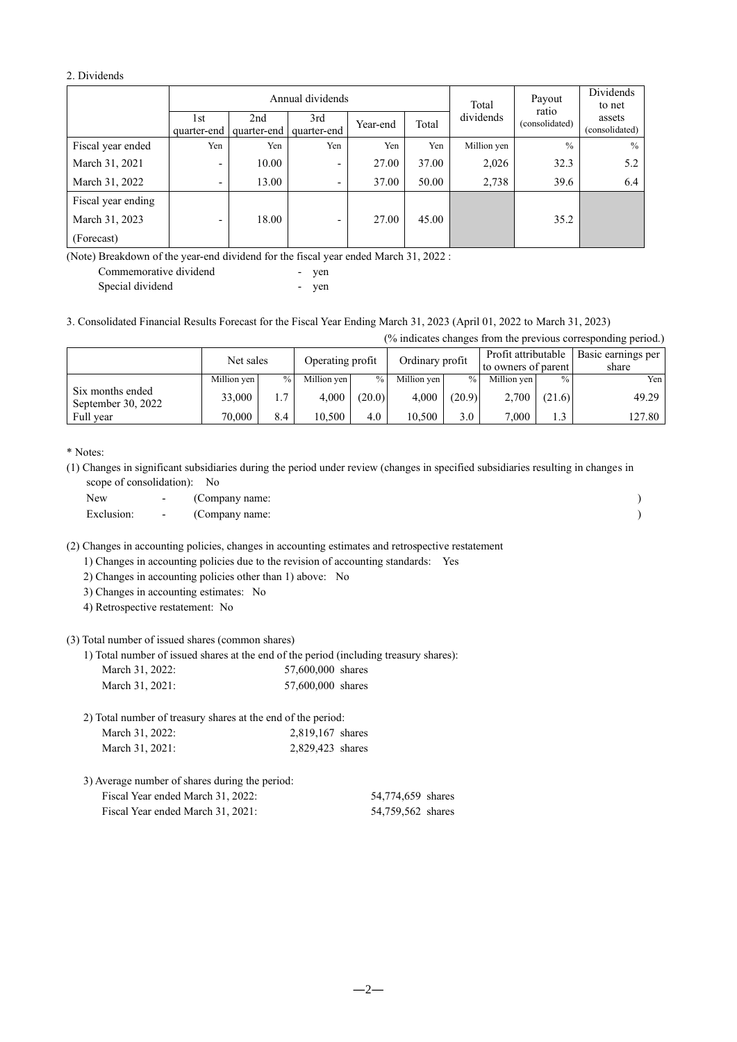2. Dividends

| | Annual dividends | | | | | Total dividends | Payout ratio (consolidated) | Dividends to net assets (consolidated) |
|---|---|---|---|---|---|---|---|---|
| | 1st quarter-end | 2nd quarter-end | 3rd quarter-end | Year-end | Total | | | |
| Fiscal year ended | Yen | Yen | Yen | Yen | Yen | Million yen | % | % |
| March 31, 2021 | - | 10.00 | - | 27.00 | 37.00 | 2,026 | 32.3 | 5.2 |
| March 31, 2022 | - | 13.00 | - | 37.00 | 50.00 | 2,738 | 39.6 | 6.4 |
| Fiscal year ending March 31, 2023 (Forecast) | - | 18.00 | - | 27.00 | 45.00 | | 35.2 | |

(Note) Breakdown of the year-end dividend for the fiscal year ended March 31, 2022 :

Commemorative dividend - yen

Special dividend - yen

3. Consolidated Financial Results Forecast for the Fiscal Year Ending March 31, 2023 (April 01, 2022 to March 31, 2023)

(% indicates changes from the previous corresponding period.)

| | Net sales | | Operating profit | | Ordinary profit | | Profit attributable to owners of parent | | Basic earnings per share |
|---|---|---|---|---|---|---|---|---|---|
| | Million yen | % | Million yen | % | Million yen | % | Million yen | % | Yen |
| Six months ended September 30, 2022 | 33,000 | 1.7 | 4,000 | (20.0) | 4,000 | (20.9) | 2,700 | (21.6) | 49.29 |
| Full year | 70,000 | 8.4 | 10,500 | 4.0 | 10,500 | 3.0 | 7,000 | 1.3 | 127.80 |

\* Notes:

(1) Changes in significant subsidiaries during the period under review (changes in specified subsidiaries resulting in changes in scope of consolidation): No

New - (Company name: )

Exclusion: - (Company name: )

(2) Changes in accounting policies, changes in accounting estimates and retrospective restatement

1) Changes in accounting policies due to the revision of accounting standards: Yes

2) Changes in accounting policies other than 1) above: No

3) Changes in accounting estimates: No

4) Retrospective restatement: No

(3) Total number of issued shares (common shares)

1) Total number of issued shares at the end of the period (including treasury shares):

March 31, 2022: 57,600,000 shares

March 31, 2021: 57,600,000 shares

2) Total number of treasury shares at the end of the period:

March 31, 2022: 2,819,167 shares

March 31, 2021: 2,829,423 shares

3) Average number of shares during the period:

Fiscal Year ended March 31, 2022: 54,774,659 shares

Fiscal Year ended March 31, 2021: 54,759,562 shares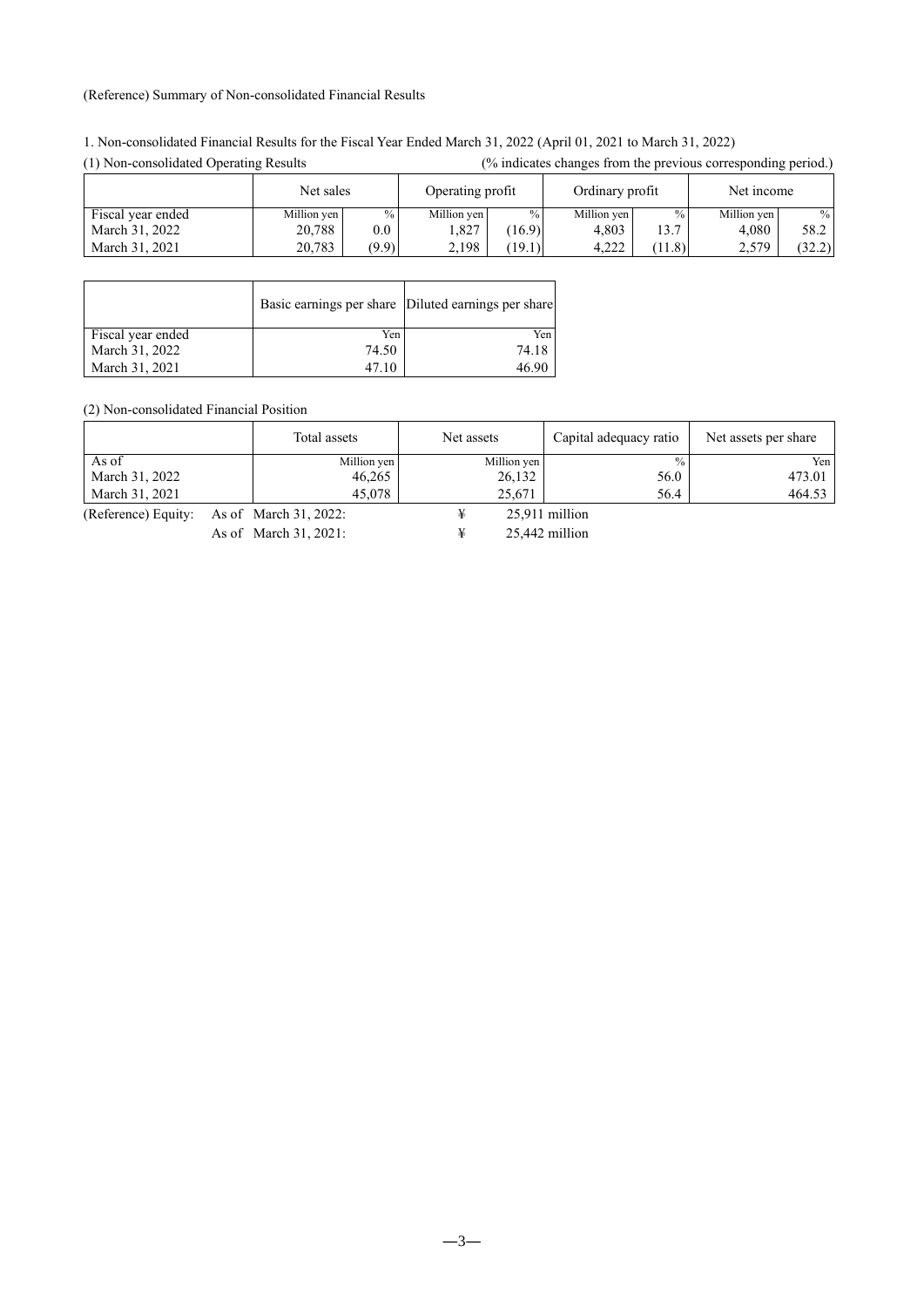(Reference) Summary of Non-consolidated Financial Results

1. Non-consolidated Financial Results for the Fiscal Year Ended March 31, 2022 (April 01, 2021 to March 31, 2022)

(1) Non-consolidated Operating Results (% indicates changes from the previous corresponding period.)

| | Net sales | | Operating profit | | Ordinary profit | | Net income | |
|---|---|---|---|---|---|---|---|---|
| Fiscal year ended | Million yen | % | Million yen | % | Million yen | % | Million yen | % |
| March 31, 2022 | 20,788 | 0.0 | 1,827 | (16.9) | 4,803 | 13.7 | 4,080 | 58.2 |
| March 31, 2021 | 20,783 | (9.9) | 2,198 | (19.1) | 4,222 | (11.8) | 2,579 | (32.2) |

| | Basic earnings per share | Diluted earnings per share |
|---|---|---|
| Fiscal year ended | Yen | Yen |
| March 31, 2022 | 74.50 | 74.18 |
| March 31, 2021 | 47.10 | 46.90 |

(2) Non-consolidated Financial Position

| | Total assets | Net assets | Capital adequacy ratio | Net assets per share |
|---|---|---|---|---|
| As of | Million yen | Million yen | % | Yen |
| March 31, 2022 | 46,265 | 26,132 | 56.0 | 473.01 |
| March 31, 2021 | 45,078 | 25,671 | 56.4 | 464.53 |

(Reference) Equity: As of March 31, 2022: ¥ 25,911 million

As of March 31, 2021: ¥ 25,442 million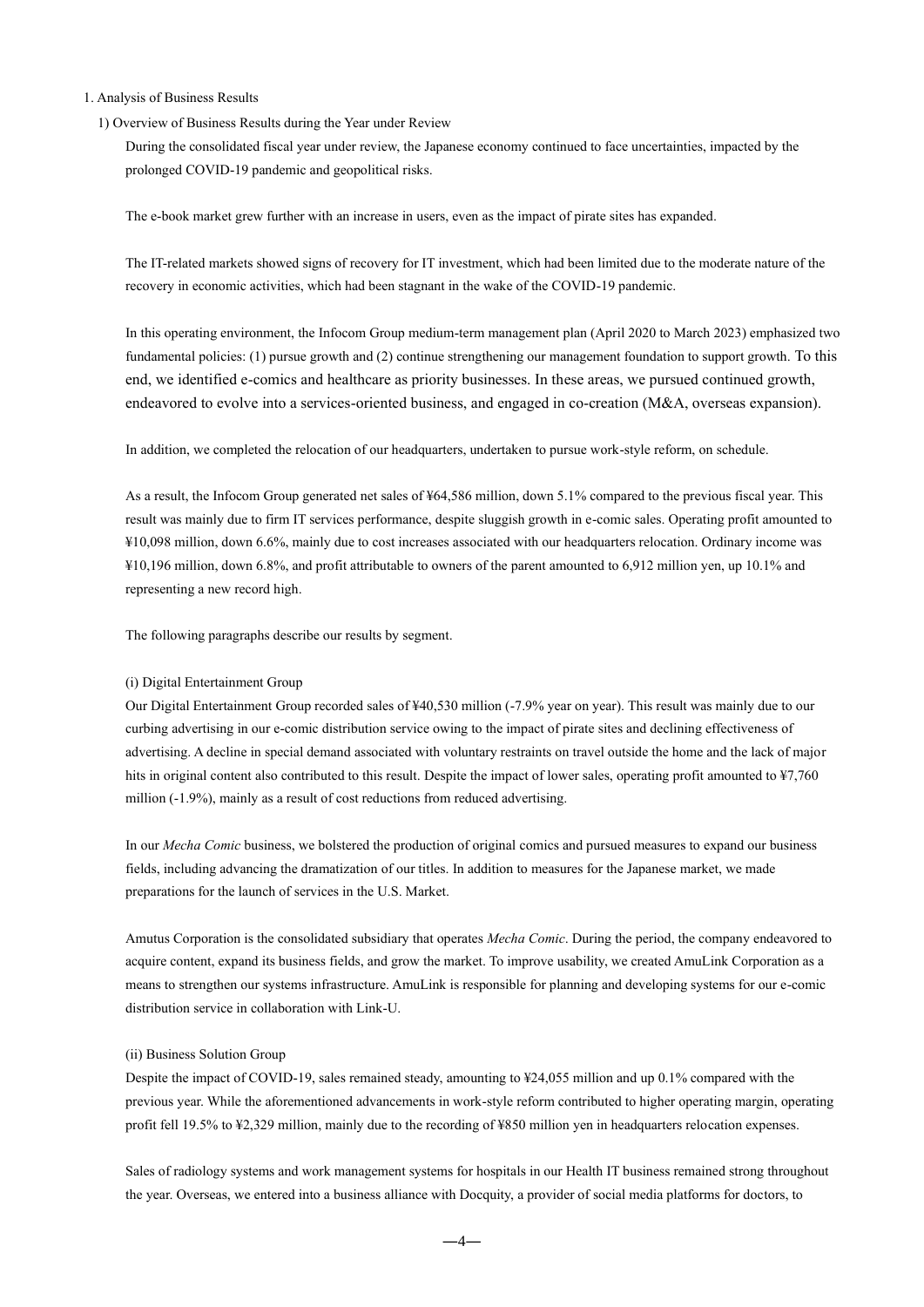## 1. Analysis of Business Results

### 1) Overview of Business Results during the Year under Review

During the consolidated fiscal year under review, the Japanese economy continued to face uncertainties, impacted by the prolonged COVID-19 pandemic and geopolitical risks.

The e-book market grew further with an increase in users, even as the impact of pirate sites has expanded.

The IT-related markets showed signs of recovery for IT investment, which had been limited due to the moderate nature of the recovery in economic activities, which had been stagnant in the wake of the COVID-19 pandemic.

In this operating environment, the Infocom Group medium-term management plan (April 2020 to March 2023) emphasized two fundamental policies: (1) pursue growth and (2) continue strengthening our management foundation to support growth. To this end, we identified e-comics and healthcare as priority businesses. In these areas, we pursued continued growth, endeavored to evolve into a services-oriented business, and engaged in co-creation (M&A, overseas expansion).

In addition, we completed the relocation of our headquarters, undertaken to pursue work-style reform, on schedule.

As a result, the Infocom Group generated net sales of ¥64,586 million, down 5.1% compared to the previous fiscal year. This result was mainly due to firm IT services performance, despite sluggish growth in e-comic sales. Operating profit amounted to ¥10,098 million, down 6.6%, mainly due to cost increases associated with our headquarters relocation. Ordinary income was ¥10,196 million, down 6.8%, and profit attributable to owners of the parent amounted to 6,912 million yen, up 10.1% and representing a new record high.

The following paragraphs describe our results by segment.

#### (i) Digital Entertainment Group

Our Digital Entertainment Group recorded sales of ¥40,530 million (-7.9% year on year). This result was mainly due to our curbing advertising in our e-comic distribution service owing to the impact of pirate sites and declining effectiveness of advertising. A decline in special demand associated with voluntary restraints on travel outside the home and the lack of major hits in original content also contributed to this result. Despite the impact of lower sales, operating profit amounted to ¥7,760 million (-1.9%), mainly as a result of cost reductions from reduced advertising.

In our *Mecha Comic* business, we bolstered the production of original comics and pursued measures to expand our business fields, including advancing the dramatization of our titles. In addition to measures for the Japanese market, we made preparations for the launch of services in the U.S. Market.

Amutus Corporation is the consolidated subsidiary that operates *Mecha Comic*. During the period, the company endeavored to acquire content, expand its business fields, and grow the market. To improve usability, we created AmuLink Corporation as a means to strengthen our systems infrastructure. AmuLink is responsible for planning and developing systems for our e-comic distribution service in collaboration with Link-U.

#### (ii) Business Solution Group

Despite the impact of COVID-19, sales remained steady, amounting to ¥24,055 million and up 0.1% compared with the previous year. While the aforementioned advancements in work-style reform contributed to higher operating margin, operating profit fell 19.5% to ¥2,329 million, mainly due to the recording of ¥850 million yen in headquarters relocation expenses.

Sales of radiology systems and work management systems for hospitals in our Health IT business remained strong throughout the year. Overseas, we entered into a business alliance with Docquity, a provider of social media platforms for doctors, to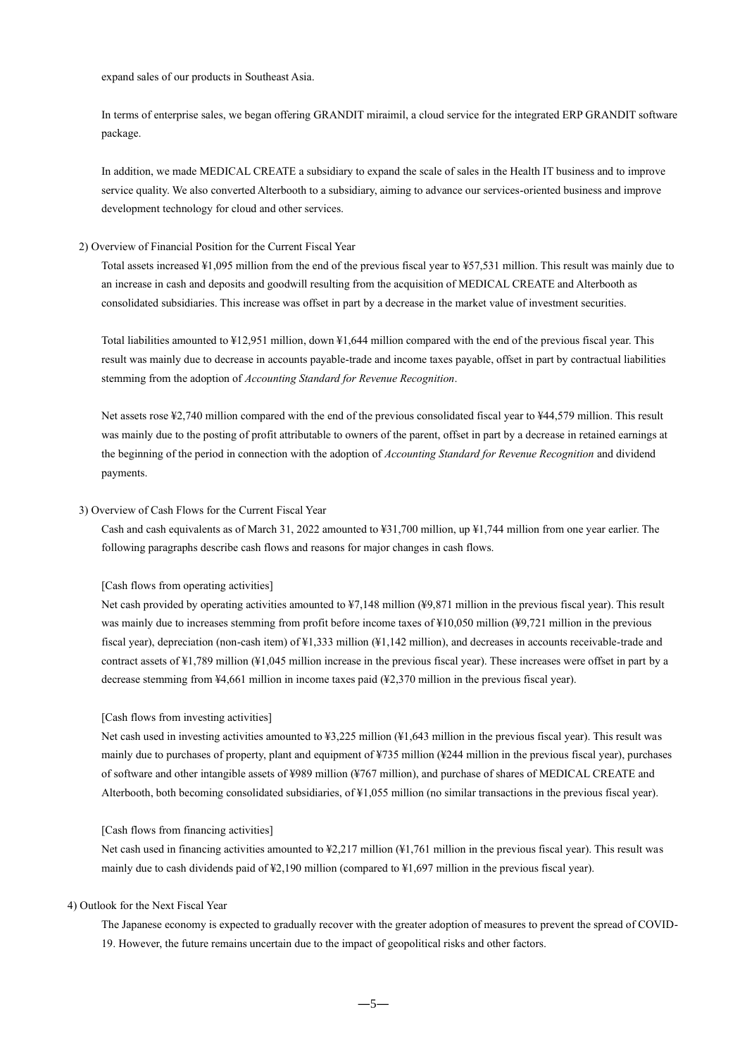expand sales of our products in Southeast Asia.

In terms of enterprise sales, we began offering GRANDIT miraimil, a cloud service for the integrated ERP GRANDIT software package.

In addition, we made MEDICAL CREATE a subsidiary to expand the scale of sales in the Health IT business and to improve service quality. We also converted Alterbooth to a subsidiary, aiming to advance our services-oriented business and improve development technology for cloud and other services.

2) Overview of Financial Position for the Current Fiscal Year

Total assets increased ¥1,095 million from the end of the previous fiscal year to ¥57,531 million. This result was mainly due to an increase in cash and deposits and goodwill resulting from the acquisition of MEDICAL CREATE and Alterbooth as consolidated subsidiaries. This increase was offset in part by a decrease in the market value of investment securities.

Total liabilities amounted to ¥12,951 million, down ¥1,644 million compared with the end of the previous fiscal year. This result was mainly due to decrease in accounts payable-trade and income taxes payable, offset in part by contractual liabilities stemming from the adoption of *Accounting Standard for Revenue Recognition*.

Net assets rose ¥2,740 million compared with the end of the previous consolidated fiscal year to ¥44,579 million. This result was mainly due to the posting of profit attributable to owners of the parent, offset in part by a decrease in retained earnings at the beginning of the period in connection with the adoption of *Accounting Standard for Revenue Recognition* and dividend payments.

3) Overview of Cash Flows for the Current Fiscal Year

Cash and cash equivalents as of March 31, 2022 amounted to ¥31,700 million, up ¥1,744 million from one year earlier. The following paragraphs describe cash flows and reasons for major changes in cash flows.

[Cash flows from operating activities]

Net cash provided by operating activities amounted to ¥7,148 million (¥9,871 million in the previous fiscal year). This result was mainly due to increases stemming from profit before income taxes of ¥10,050 million (¥9,721 million in the previous fiscal year), depreciation (non-cash item) of ¥1,333 million (¥1,142 million), and decreases in accounts receivable-trade and contract assets of ¥1,789 million (¥1,045 million increase in the previous fiscal year). These increases were offset in part by a decrease stemming from ¥4,661 million in income taxes paid (¥2,370 million in the previous fiscal year).

[Cash flows from investing activities]

Net cash used in investing activities amounted to ¥3,225 million (¥1,643 million in the previous fiscal year). This result was mainly due to purchases of property, plant and equipment of ¥735 million (¥244 million in the previous fiscal year), purchases of software and other intangible assets of ¥989 million (¥767 million), and purchase of shares of MEDICAL CREATE and Alterbooth, both becoming consolidated subsidiaries, of ¥1,055 million (no similar transactions in the previous fiscal year).

[Cash flows from financing activities]

Net cash used in financing activities amounted to ¥2,217 million (¥1,761 million in the previous fiscal year). This result was mainly due to cash dividends paid of ¥2,190 million (compared to ¥1,697 million in the previous fiscal year).

4) Outlook for the Next Fiscal Year

The Japanese economy is expected to gradually recover with the greater adoption of measures to prevent the spread of COVID-19. However, the future remains uncertain due to the impact of geopolitical risks and other factors.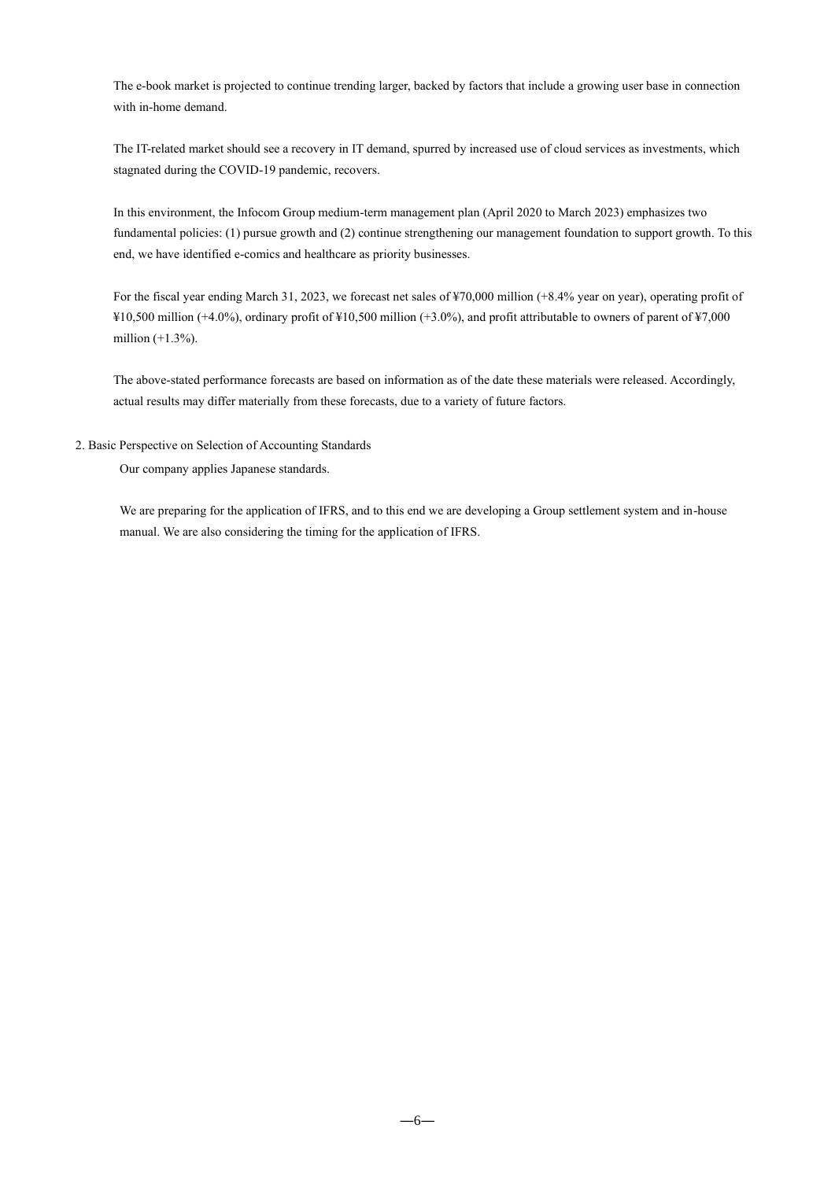The e-book market is projected to continue trending larger, backed by factors that include a growing user base in connection with in-home demand.

The IT-related market should see a recovery in IT demand, spurred by increased use of cloud services as investments, which stagnated during the COVID-19 pandemic, recovers.

In this environment, the Infocom Group medium-term management plan (April 2020 to March 2023) emphasizes two fundamental policies: (1) pursue growth and (2) continue strengthening our management foundation to support growth. To this end, we have identified e-comics and healthcare as priority businesses.

For the fiscal year ending March 31, 2023, we forecast net sales of ¥70,000 million (+8.4% year on year), operating profit of ¥10,500 million (+4.0%), ordinary profit of ¥10,500 million (+3.0%), and profit attributable to owners of parent of ¥7,000 million (+1.3%).

The above-stated performance forecasts are based on information as of the date these materials were released. Accordingly, actual results may differ materially from these forecasts, due to a variety of future factors.

## 2. Basic Perspective on Selection of Accounting Standards

Our company applies Japanese standards.

We are preparing for the application of IFRS, and to this end we are developing a Group settlement system and in-house manual. We are also considering the timing for the application of IFRS.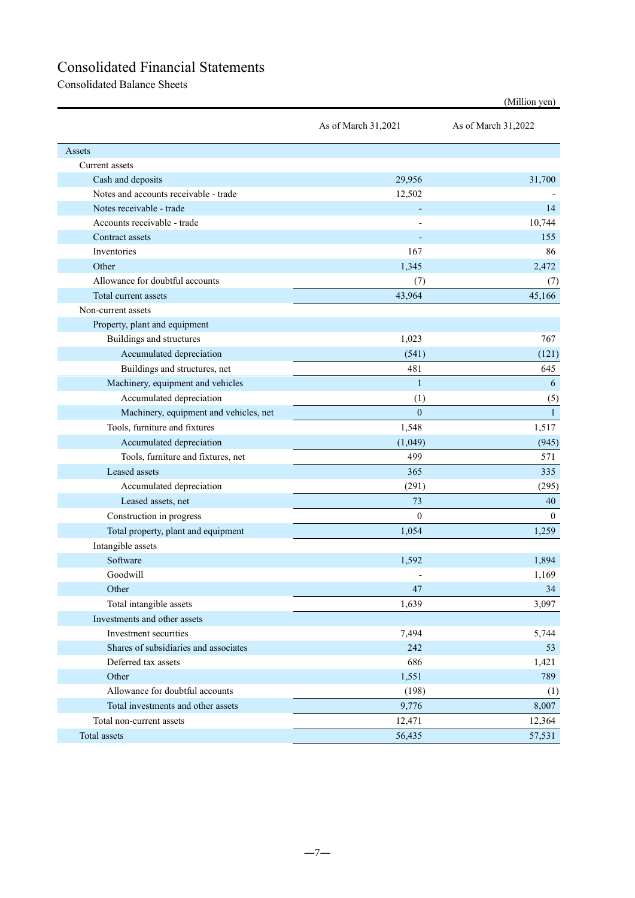# Consolidated Financial Statements

## Consolidated Balance Sheets

(Million yen)

| | As of March 31,2021 | As of March 31,2022 |
|---|---|---|
| Assets | | |
| Current assets | | |
| Cash and deposits | 29,956 | 31,700 |
| Notes and accounts receivable - trade | 12,502 | - |
| Notes receivable - trade | - | 14 |
| Accounts receivable - trade | - | 10,744 |
| Contract assets | - | 155 |
| Inventories | 167 | 86 |
| Other | 1,345 | 2,472 |
| Allowance for doubtful accounts | (7) | (7) |
| Total current assets | 43,964 | 45,166 |
| Non-current assets | | |
| Property, plant and equipment | | |
| Buildings and structures | 1,023 | 767 |
| Accumulated depreciation | (541) | (121) |
| Buildings and structures, net | 481 | 645 |
| Machinery, equipment and vehicles | 1 | 6 |
| Accumulated depreciation | (1) | (5) |
| Machinery, equipment and vehicles, net | 0 | 1 |
| Tools, furniture and fixtures | 1,548 | 1,517 |
| Accumulated depreciation | (1,049) | (945) |
| Tools, furniture and fixtures, net | 499 | 571 |
| Leased assets | 365 | 335 |
| Accumulated depreciation | (291) | (295) |
| Leased assets, net | 73 | 40 |
| Construction in progress | 0 | 0 |
| Total property, plant and equipment | 1,054 | 1,259 |
| Intangible assets | | |
| Software | 1,592 | 1,894 |
| Goodwill | - | 1,169 |
| Other | 47 | 34 |
| Total intangible assets | 1,639 | 3,097 |
| Investments and other assets | | |
| Investment securities | 7,494 | 5,744 |
| Shares of subsidiaries and associates | 242 | 53 |
| Deferred tax assets | 686 | 1,421 |
| Other | 1,551 | 789 |
| Allowance for doubtful accounts | (198) | (1) |
| Total investments and other assets | 9,776 | 8,007 |
| Total non-current assets | 12,471 | 12,364 |
| Total assets | 56,435 | 57,531 |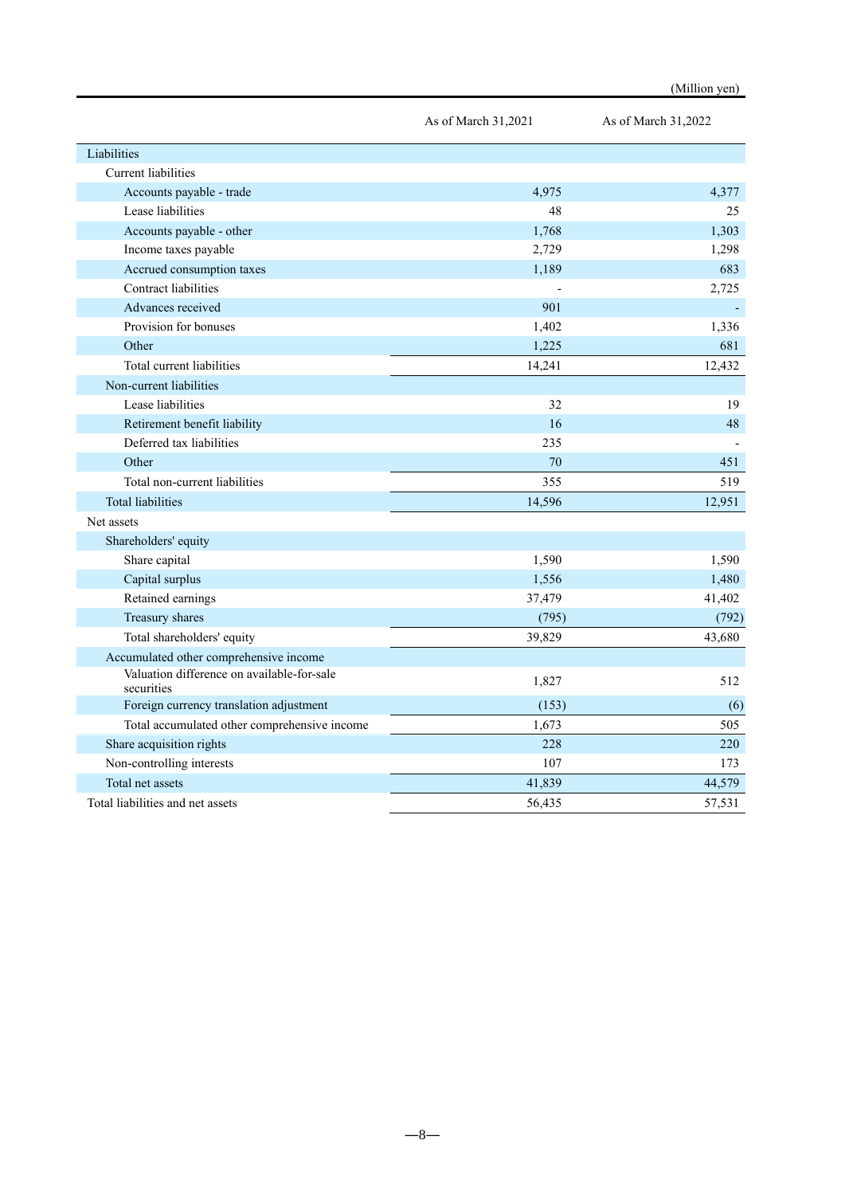(Million yen)

| | As of March 31,2021 | As of March 31,2022 |
|---|---|---|
| Liabilities | | |
| Current liabilities | | |
| Accounts payable - trade | 4,975 | 4,377 |
| Lease liabilities | 48 | 25 |
| Accounts payable - other | 1,768 | 1,303 |
| Income taxes payable | 2,729 | 1,298 |
| Accrued consumption taxes | 1,189 | 683 |
| Contract liabilities | - | 2,725 |
| Advances received | 901 | - |
| Provision for bonuses | 1,402 | 1,336 |
| Other | 1,225 | 681 |
| Total current liabilities | 14,241 | 12,432 |
| Non-current liabilities | | |
| Lease liabilities | 32 | 19 |
| Retirement benefit liability | 16 | 48 |
| Deferred tax liabilities | 235 | - |
| Other | 70 | 451 |
| Total non-current liabilities | 355 | 519 |
| Total liabilities | 14,596 | 12,951 |
| Net assets | | |
| Shareholders' equity | | |
| Share capital | 1,590 | 1,590 |
| Capital surplus | 1,556 | 1,480 |
| Retained earnings | 37,479 | 41,402 |
| Treasury shares | (795) | (792) |
| Total shareholders' equity | 39,829 | 43,680 |
| Accumulated other comprehensive income | | |
| Valuation difference on available-for-sale securities | 1,827 | 512 |
| Foreign currency translation adjustment | (153) | (6) |
| Total accumulated other comprehensive income | 1,673 | 505 |
| Share acquisition rights | 228 | 220 |
| Non-controlling interests | 107 | 173 |
| Total net assets | 41,839 | 44,579 |
| Total liabilities and net assets | 56,435 | 57,531 |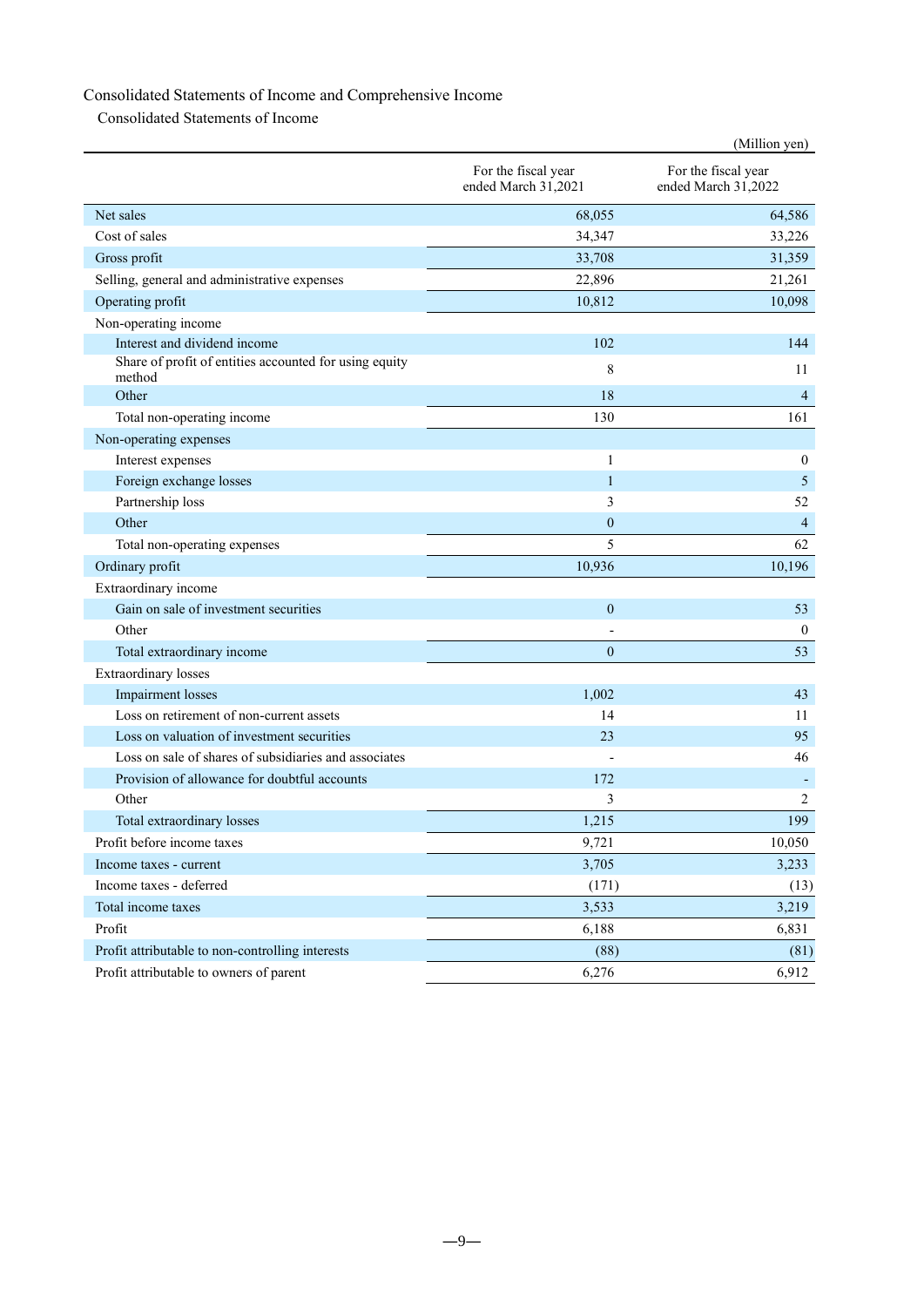## Consolidated Statements of Income and Comprehensive Income

### Consolidated Statements of Income

(Million yen)

| | For the fiscal year ended March 31,2021 | For the fiscal year ended March 31,2022 |
|---|---|---|
| Net sales | 68,055 | 64,586 |
| Cost of sales | 34,347 | 33,226 |
| Gross profit | 33,708 | 31,359 |
| Selling, general and administrative expenses | 22,896 | 21,261 |
| Operating profit | 10,812 | 10,098 |
| Non-operating income | | |
| Interest and dividend income | 102 | 144 |
| Share of profit of entities accounted for using equity method | 8 | 11 |
| Other | 18 | 4 |
| Total non-operating income | 130 | 161 |
| Non-operating expenses | | |
| Interest expenses | 1 | 0 |
| Foreign exchange losses | 1 | 5 |
| Partnership loss | 3 | 52 |
| Other | 0 | 4 |
| Total non-operating expenses | 5 | 62 |
| Ordinary profit | 10,936 | 10,196 |
| Extraordinary income | | |
| Gain on sale of investment securities | 0 | 53 |
| Other | - | 0 |
| Total extraordinary income | 0 | 53 |
| Extraordinary losses | | |
| Impairment losses | 1,002 | 43 |
| Loss on retirement of non-current assets | 14 | 11 |
| Loss on valuation of investment securities | 23 | 95 |
| Loss on sale of shares of subsidiaries and associates | - | 46 |
| Provision of allowance for doubtful accounts | 172 | - |
| Other | 3 | 2 |
| Total extraordinary losses | 1,215 | 199 |
| Profit before income taxes | 9,721 | 10,050 |
| Income taxes - current | 3,705 | 3,233 |
| Income taxes - deferred | (171) | (13) |
| Total income taxes | 3,533 | 3,219 |
| Profit | 6,188 | 6,831 |
| Profit attributable to non-controlling interests | (88) | (81) |
| Profit attributable to owners of parent | 6,276 | 6,912 |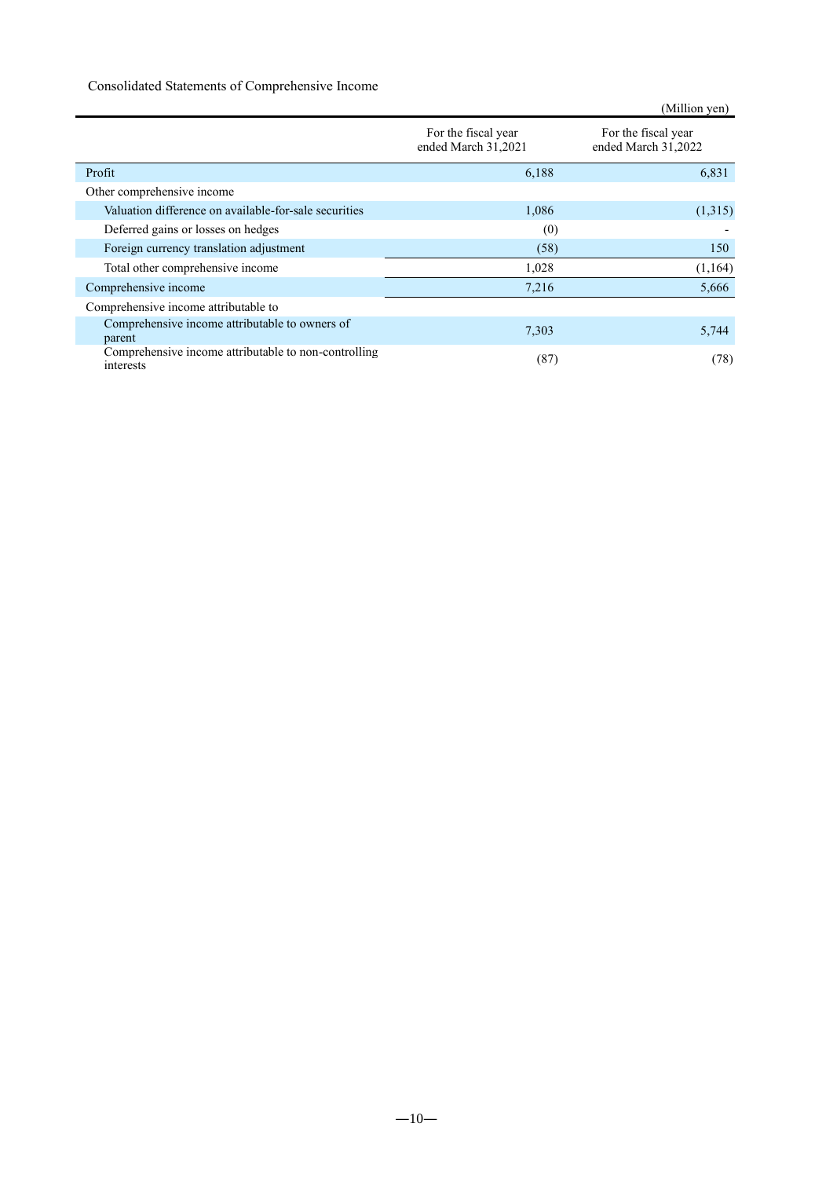Consolidated Statements of Comprehensive Income

(Million yen)

| | For the fiscal year ended March 31,2021 | For the fiscal year ended March 31,2022 |
|---|---|---|
| Profit | 6,188 | 6,831 |
| Other comprehensive income | | |
| Valuation difference on available-for-sale securities | 1,086 | (1,315) |
| Deferred gains or losses on hedges | (0) | - |
| Foreign currency translation adjustment | (58) | 150 |
| Total other comprehensive income | 1,028 | (1,164) |
| Comprehensive income | 7,216 | 5,666 |
| Comprehensive income attributable to | | |
| Comprehensive income attributable to owners of parent | 7,303 | 5,744 |
| Comprehensive income attributable to non-controlling interests | (87) | (78) |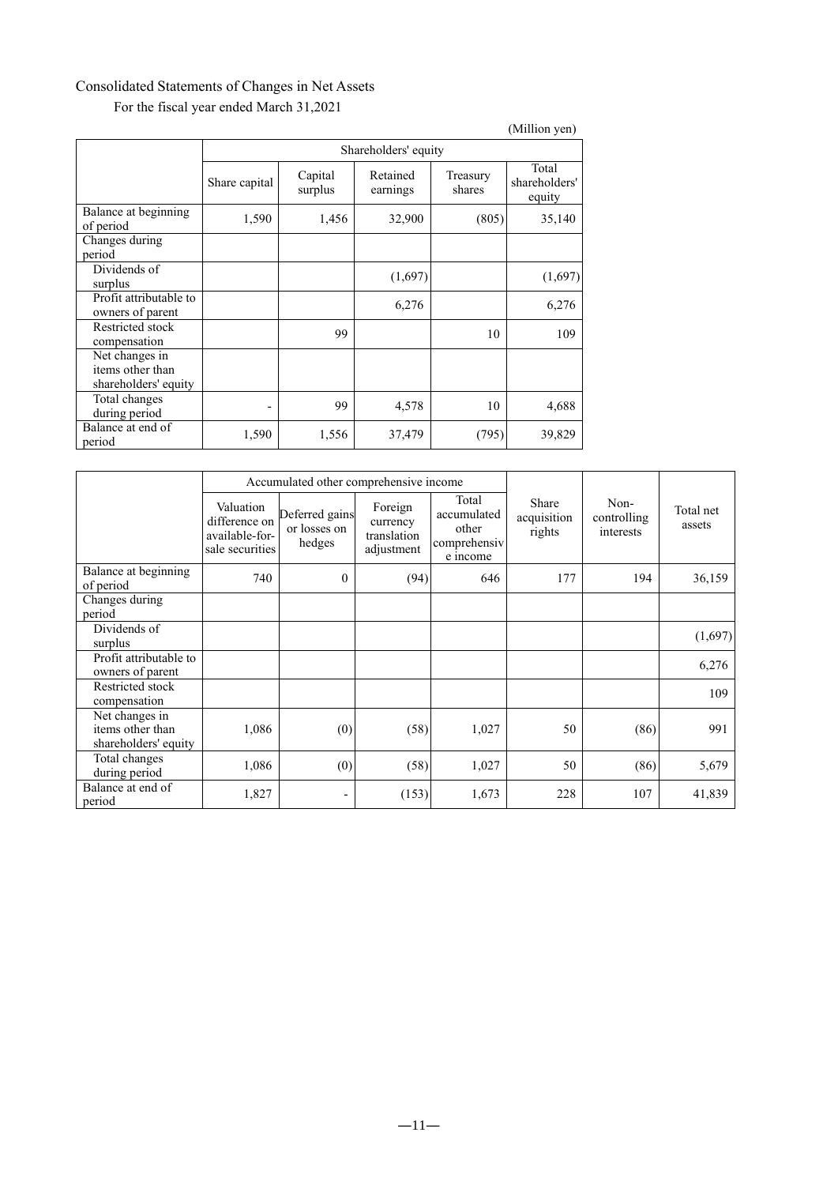Consolidated Statements of Changes in Net Assets

For the fiscal year ended March 31,2021

(Million yen)

| | Shareholders' equity | | | | |
|---|---|---|---|---|---|
| | Share capital | Capital surplus | Retained earnings | Treasury shares | Total shareholders' equity |
| Balance at beginning of period | 1,590 | 1,456 | 32,900 | (805) | 35,140 |
| Changes during period | | | | | |
| Dividends of surplus | | | (1,697) | | (1,697) |
| Profit attributable to owners of parent | | | 6,276 | | 6,276 |
| Restricted stock compensation | | 99 | | 10 | 109 |
| Net changes in items other than shareholders' equity | | | | | |
| Total changes during period | - | 99 | 4,578 | 10 | 4,688 |
| Balance at end of period | 1,590 | 1,556 | 37,479 | (795) | 39,829 |

| | Accumulated other comprehensive income | | | | Share acquisition rights | Non-controlling interests | Total net assets |
|---|---|---|---|---|---|---|---|
| | Valuation difference on available-for-sale securities | Deferred gains or losses on hedges | Foreign currency translation adjustment | Total accumulated other comprehensive income | | | |
| Balance at beginning of period | 740 | 0 | (94) | 646 | 177 | 194 | 36,159 |
| Changes during period | | | | | | | |
| Dividends of surplus | | | | | | | (1,697) |
| Profit attributable to owners of parent | | | | | | | 6,276 |
| Restricted stock compensation | | | | | | | 109 |
| Net changes in items other than shareholders' equity | 1,086 | (0) | (58) | 1,027 | 50 | (86) | 991 |
| Total changes during period | 1,086 | (0) | (58) | 1,027 | 50 | (86) | 5,679 |
| Balance at end of period | 1,827 | - | (153) | 1,673 | 228 | 107 | 41,839 |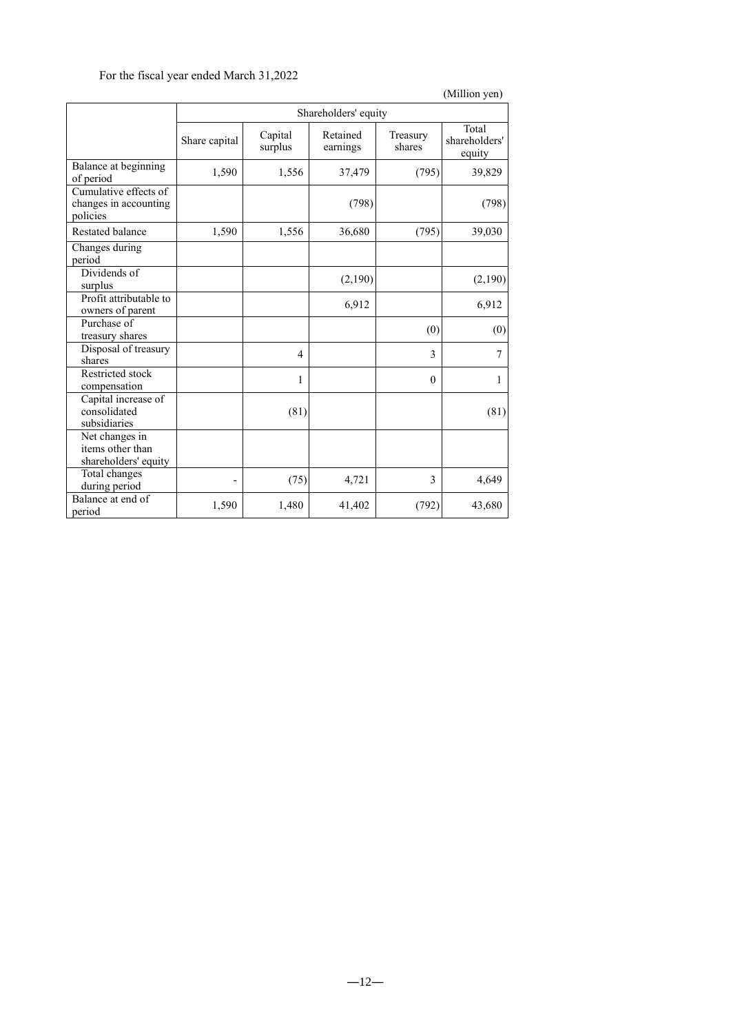For the fiscal year ended March 31,2022

(Million yen)

| | Shareholders' equity | | | | |
|---|---|---|---|---|---|
| | Share capital | Capital surplus | Retained earnings | Treasury shares | Total shareholders' equity |
| Balance at beginning of period | 1,590 | 1,556 | 37,479 | (795) | 39,829 |
| Cumulative effects of changes in accounting policies | | | (798) | | (798) |
| Restated balance | 1,590 | 1,556 | 36,680 | (795) | 39,030 |
| Changes during period | | | | | |
| Dividends of surplus | | | (2,190) | | (2,190) |
| Profit attributable to owners of parent | | | 6,912 | | 6,912 |
| Purchase of treasury shares | | | | (0) | (0) |
| Disposal of treasury shares | | 4 | | 3 | 7 |
| Restricted stock compensation | | 1 | | 0 | 1 |
| Capital increase of consolidated subsidiaries | | (81) | | | (81) |
| Net changes in items other than shareholders' equity | | | | | |
| Total changes during period | - | (75) | 4,721 | 3 | 4,649 |
| Balance at end of period | 1,590 | 1,480 | 41,402 | (792) | 43,680 |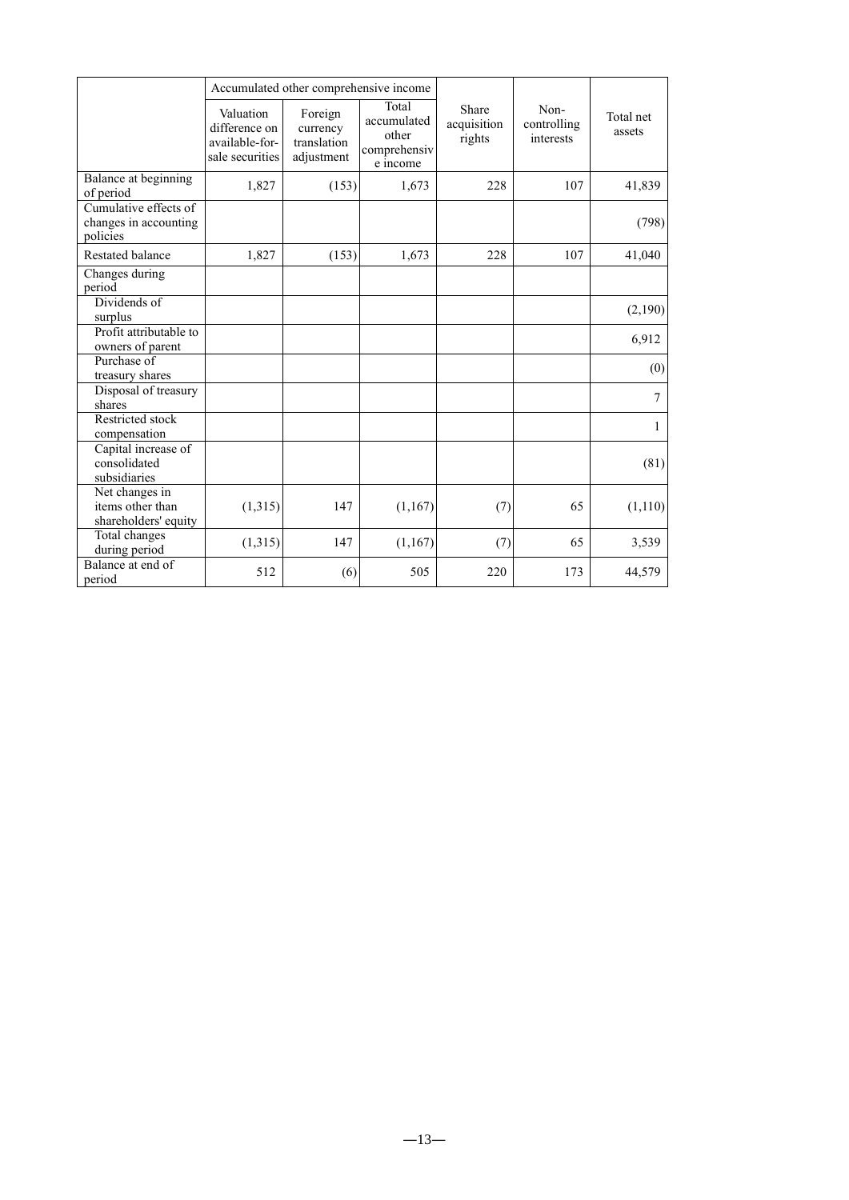| | Accumulated other comprehensive income | | | Share acquisition rights | Non-controlling interests | Total net assets |
|---|---|---|---|---|---|---|
| | Valuation difference on available-for-sale securities | Foreign currency translation adjustment | Total accumulated other comprehensive income | | | |
| Balance at beginning of period | 1,827 | (153) | 1,673 | 228 | 107 | 41,839 |
| Cumulative effects of changes in accounting policies | | | | | | (798) |
| Restated balance | 1,827 | (153) | 1,673 | 228 | 107 | 41,040 |
| Changes during period | | | | | | |
| Dividends of surplus | | | | | | (2,190) |
| Profit attributable to owners of parent | | | | | | 6,912 |
| Purchase of treasury shares | | | | | | (0) |
| Disposal of treasury shares | | | | | | 7 |
| Restricted stock compensation | | | | | | 1 |
| Capital increase of consolidated subsidiaries | | | | | | (81) |
| Net changes in items other than shareholders' equity | (1,315) | 147 | (1,167) | (7) | 65 | (1,110) |
| Total changes during period | (1,315) | 147 | (1,167) | (7) | 65 | 3,539 |
| Balance at end of period | 512 | (6) | 505 | 220 | 173 | 44,579 |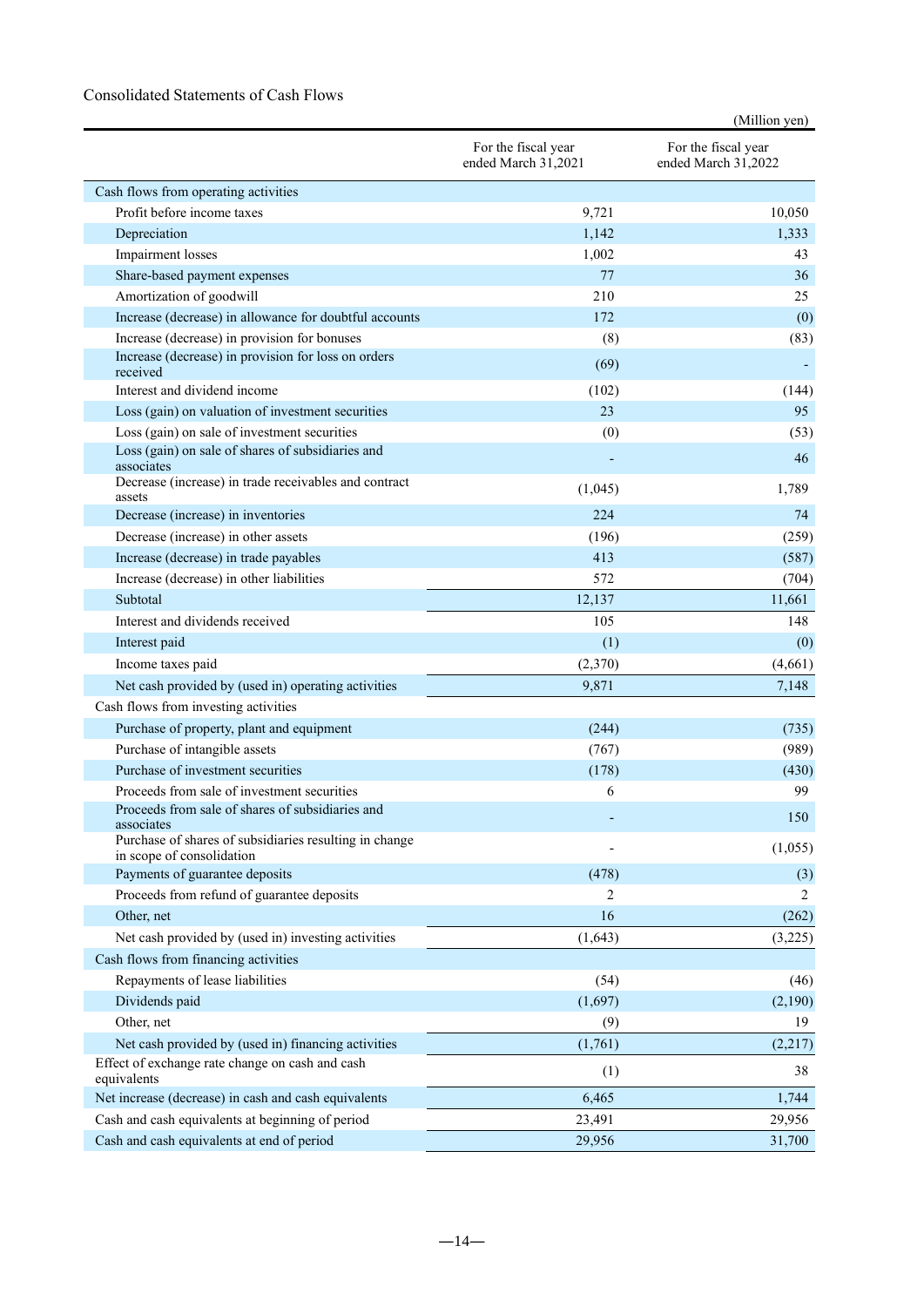Consolidated Statements of Cash Flows

(Million yen)

| | For the fiscal year ended March 31,2021 | For the fiscal year ended March 31,2022 |
|---|---|---|
| Cash flows from operating activities | | |
| Profit before income taxes | 9,721 | 10,050 |
| Depreciation | 1,142 | 1,333 |
| Impairment losses | 1,002 | 43 |
| Share-based payment expenses | 77 | 36 |
| Amortization of goodwill | 210 | 25 |
| Increase (decrease) in allowance for doubtful accounts | 172 | (0) |
| Increase (decrease) in provision for bonuses | (8) | (83) |
| Increase (decrease) in provision for loss on orders received | (69) | - |
| Interest and dividend income | (102) | (144) |
| Loss (gain) on valuation of investment securities | 23 | 95 |
| Loss (gain) on sale of investment securities | (0) | (53) |
| Loss (gain) on sale of shares of subsidiaries and associates | - | 46 |
| Decrease (increase) in trade receivables and contract assets | (1,045) | 1,789 |
| Decrease (increase) in inventories | 224 | 74 |
| Decrease (increase) in other assets | (196) | (259) |
| Increase (decrease) in trade payables | 413 | (587) |
| Increase (decrease) in other liabilities | 572 | (704) |
| Subtotal | 12,137 | 11,661 |
| Interest and dividends received | 105 | 148 |
| Interest paid | (1) | (0) |
| Income taxes paid | (2,370) | (4,661) |
| Net cash provided by (used in) operating activities | 9,871 | 7,148 |
| Cash flows from investing activities | | |
| Purchase of property, plant and equipment | (244) | (735) |
| Purchase of intangible assets | (767) | (989) |
| Purchase of investment securities | (178) | (430) |
| Proceeds from sale of investment securities | 6 | 99 |
| Proceeds from sale of shares of subsidiaries and associates | - | 150 |
| Purchase of shares of subsidiaries resulting in change in scope of consolidation | - | (1,055) |
| Payments of guarantee deposits | (478) | (3) |
| Proceeds from refund of guarantee deposits | 2 | 2 |
| Other, net | 16 | (262) |
| Net cash provided by (used in) investing activities | (1,643) | (3,225) |
| Cash flows from financing activities | | |
| Repayments of lease liabilities | (54) | (46) |
| Dividends paid | (1,697) | (2,190) |
| Other, net | (9) | 19 |
| Net cash provided by (used in) financing activities | (1,761) | (2,217) |
| Effect of exchange rate change on cash and cash equivalents | (1) | 38 |
| Net increase (decrease) in cash and cash equivalents | 6,465 | 1,744 |
| Cash and cash equivalents at beginning of period | 23,491 | 29,956 |
| Cash and cash equivalents at end of period | 29,956 | 31,700 |